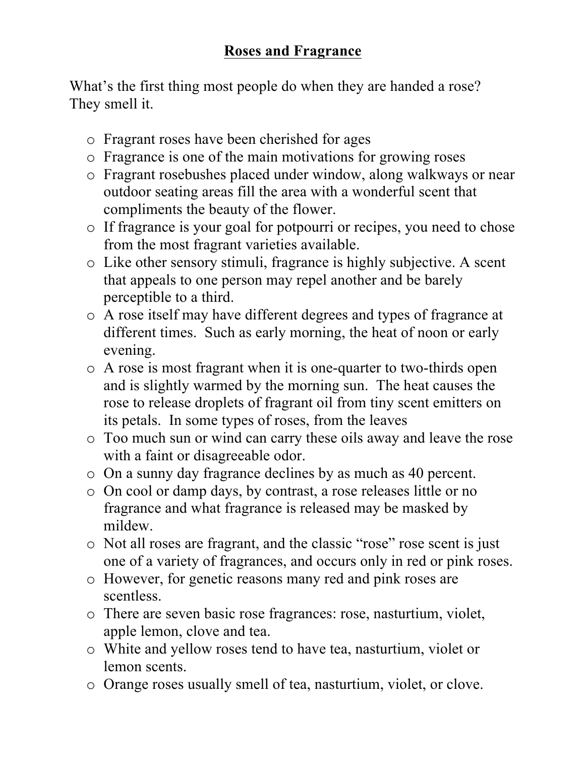# **Roses and Fragrance**

What's the first thing most people do when they are handed a rose? They smell it.

- Fragrant roses have been cherished for ages
- Fragrance is one of the main motivations for growing roses
- Fragrant rosebushes placed under window, along walkways or near outdoor seating areas fill the area with a wonderful scent that compliments the beauty of the flower.
- If fragrance is your goal for potpourri or recipes, you need to chose from the most fragrant varieties available.
- Like other sensory stimuli, fragrance is highly subjective. A scent that appeals to one person may repel another and be barely perceptible to a third.
- A rose itself may have different degrees and types of fragrance at different times. Such as early morning, the heat of noon or early evening.
- A rose is most fragrant when it is one-quarter to two-thirds open and is slightly warmed by the morning sun. The heat causes the rose to release droplets of fragrant oil from tiny scent emitters on its petals. In some types of roses, from the leaves
- Too much sun or wind can carry these oils away and leave the rose with a faint or disagreeable odor.
- On a sunny day fragrance declines by as much as 40 percent.
- On cool or damp days, by contrast, a rose releases little or no fragrance and what fragrance is released may be masked by mildew.
- Not all roses are fragrant, and the classic "rose" rose scent is just one of a variety of fragrances, and occurs only in red or pink roses.
- However, for genetic reasons many red and pink roses are scentless.
- There are seven basic rose fragrances: rose, nasturtium, violet, apple lemon, clove and tea.
- White and yellow roses tend to have tea, nasturtium, violet or lemon scents.
- Orange roses usually smell of tea, nasturtium, violet, or clove.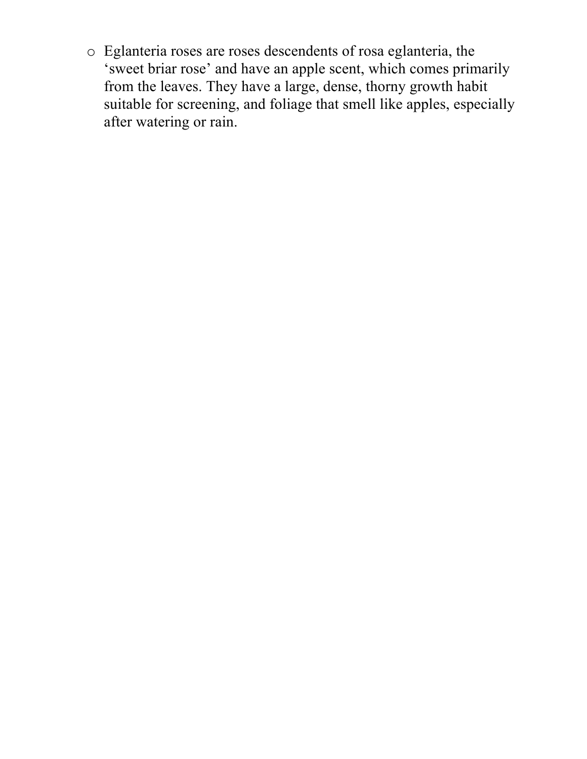- Eglanteria roses are roses descendents of rosa eglanteria, the 'sweet briar rose' and have an apple scent, which comes primarily from the leaves. They have a large, dense, thorny growth habit suitable for screening, and foliage that smell like apples, especially after watering or rain.